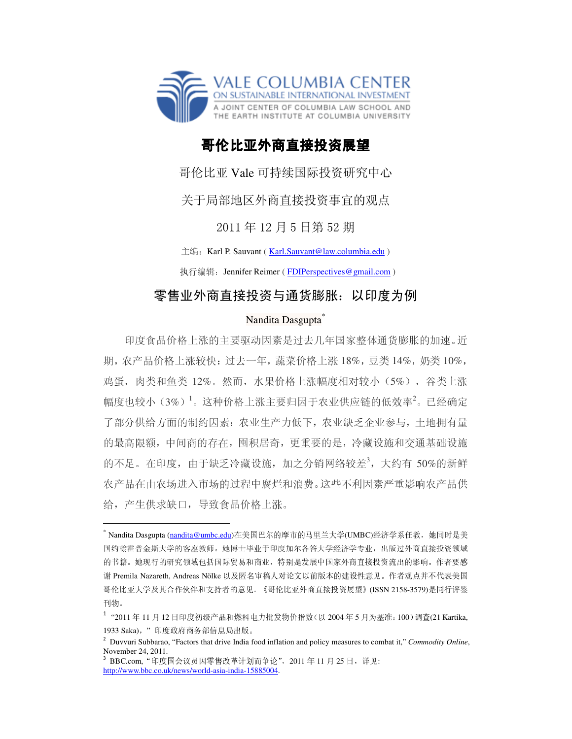VALE COLUMBIA CENTER
ON SUSTAINABLE INTERNATIONAL INVESTMENT
A JOINT CENTER OF COLUMBIA LAW SCHOOL AND THE EARTH INSTITUTE AT COLUMBIA UNIVERSITY

# 哥伦比亚外商直接投资展望

哥伦比亚 Vale 可持续国际投资研究中心

关于局部地区外商直接投资事宜的观点

2011 年 12 月 5 日第 52 期

主编：Karl P. Sauvant ( Karl.Sauvant@law.columbia.edu )

执行编辑：Jennifer Reimer ( FDIPerspectives@gmail.com )

## 零售业外商直接投资与通货膨胀：以印度为例

Nandita Dasgupta[*]

印度食品价格上涨的主要驱动因素是过去几年国家整体通货膨胀的加速。近期，农产品价格上涨较快：过去一年，蔬菜价格上涨 18%，豆类 14%，奶类 10%，鸡蛋，肉类和鱼类 12%。然而，水果价格上涨幅度相对较小（5%），谷类上涨幅度也较小（3%）[1]。这种价格上涨主要归因于农业供应链的低效率[2]。已经确定了部分供给方面的制约因素：农业生产力低下，农业缺乏企业参与，土地拥有量的最高限额，中间商的存在，囤积居奇，更重要的是，冷藏设施和交通基础设施的不足。在印度，由于缺乏冷藏设施，加之分销网络较差[3]，大约有 50%的新鲜农产品在由农场进入市场的过程中腐烂和浪费。这些不利因素严重影响农产品供给，产生供求缺口，导致食品价格上涨。

---

[*] Nandita Dasgupta (nandita@umbc.edu)在美国巴尔的摩市的马里兰大学(UMBC)经济学系任教，她同时是美国约翰霍普金斯大学的客座教师。她博士毕业于印度加尔各答大学经济学专业，出版过外商直接投资领域的书籍。她现行的研究领域包括国际贸易和商业，特别是发展中国家外商直接投资流出的影响。作者要感谢 Premila Nazareth, Andreas Nölke 以及匿名审稿人对论文以前版本的建设性意见。作者观点并不代表美国哥伦比亚大学及其合作伙伴和支持者的意见。《哥伦比亚外商直接投资展望》(ISSN 2158-3579)是同行评鉴刊物。

[1] “2011 年 11 月 12 日印度初级产品和燃料电力批发物价指数（以 2004 年 5 月为基准：100）调查(21 Kartika, 1933 Saka)，” 印度政府商务部信息局出版。

[2] Duvvuri Subbarao, “Factors that drive India food inflation and policy measures to combat it,” *Commodity Online*, November 24, 2011.

[3] BBC.com, “印度国会议员因零售改革计划而争论”，2011 年 11 月 25 日，详见：http://www.bbc.co.uk/news/world-asia-india-15885004.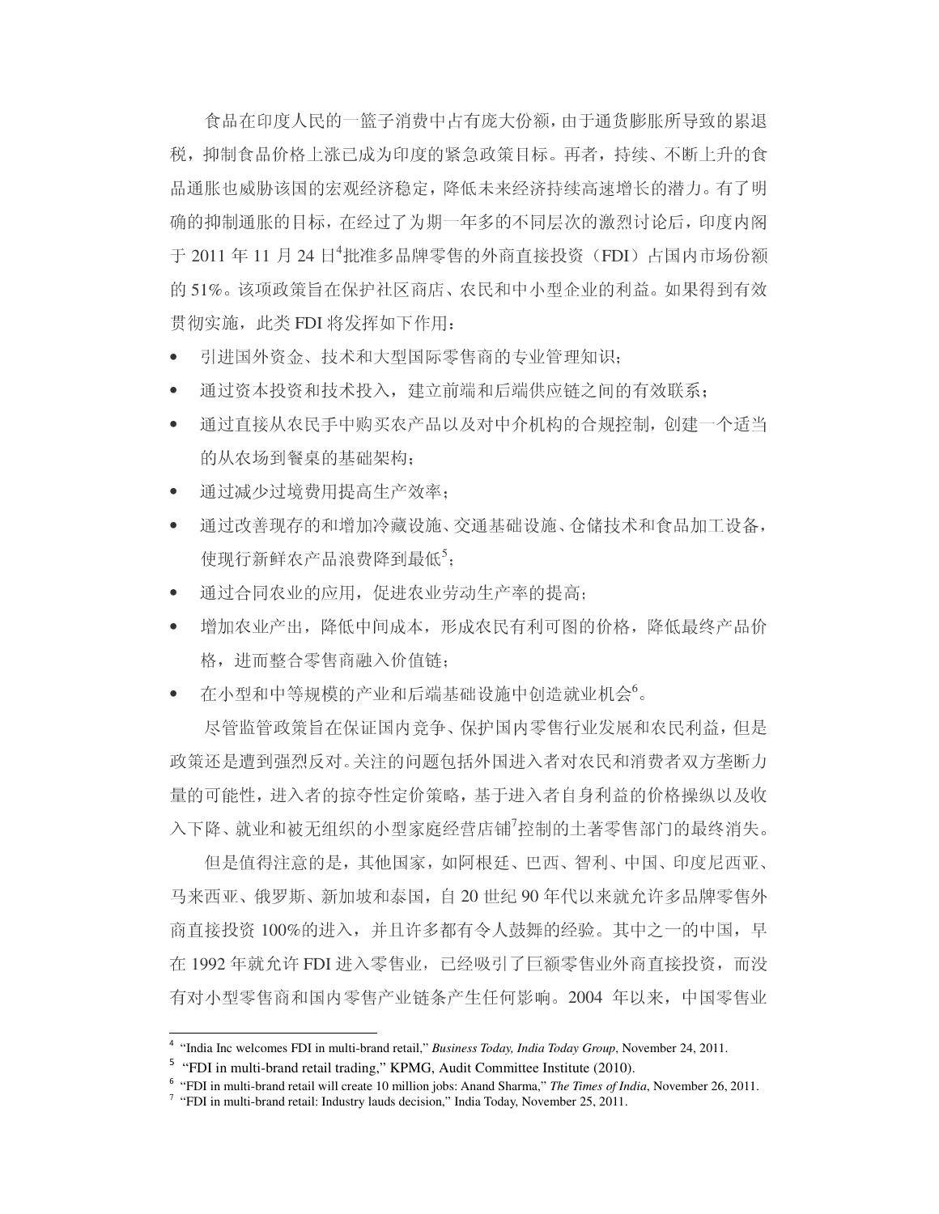食品在印度人民的一篮子消费中占有庞大份额，由于通货膨胀所导致的累退税，抑制食品价格上涨已成为印度的紧急政策目标。再者，持续、不断上升的食品通胀也威胁该国的宏观经济稳定，降低未来经济持续高速增长的潜力。有了明确的抑制通胀的目标，在经过了为期一年多的不同层次的激烈讨论后，印度内阁于 2011 年 11 月 24 日[4]批准多品牌零售的外商直接投资（FDI）占国内市场份额的 51%。该项政策旨在保护社区商店、农民和中小型企业的利益。如果得到有效贯彻实施，此类 FDI 将发挥如下作用：

- 引进国外资金、技术和大型国际零售商的专业管理知识；
- 通过资本投资和技术投入，建立前端和后端供应链之间的有效联系；
- 通过直接从农民手中购买农产品以及对中介机构的合规控制，创建一个适当的从农场到餐桌的基础架构；
- 通过减少过境费用提高生产效率；
- 通过改善现存的和增加冷藏设施、交通基础设施、仓储技术和食品加工设备，使现行新鲜农产品浪费降到最低[5]；
- 通过合同农业的应用，促进农业劳动生产率的提高；
- 增加农业产出，降低中间成本，形成农民有利可图的价格，降低最终产品价格，进而整合零售商融入价值链；
- 在小型和中等规模的产业和后端基础设施中创造就业机会[6]。

尽管监管政策旨在保证国内竞争、保护国内零售行业发展和农民利益，但是政策还是遭到强烈反对。关注的问题包括外国进入者对农民和消费者双方垄断力量的可能性，进入者的掠夺性定价策略，基于进入者自身利益的价格操纵以及收入下降、就业和被无组织的小型家庭经营店铺[7]控制的土著零售部门的最终消失。

但是值得注意的是，其他国家，如阿根廷、巴西、智利、中国、印度尼西亚、马来西亚、俄罗斯、新加坡和泰国，自 20 世纪 90 年代以来就允许多品牌零售外商直接投资 100%的进入，并且许多都有令人鼓舞的经验。其中之一的中国，早在 1992 年就允许 FDI 进入零售业，已经吸引了巨额零售业外商直接投资，而没有对小型零售商和国内零售产业链条产生任何影响。2004 年以来，中国零售业

---

[4] "India Inc welcomes FDI in multi-brand retail," *Business Today, India Today Group*, November 24, 2011.

[5] "FDI in multi-brand retail trading," KPMG, Audit Committee Institute (2010).

[6] "FDI in multi-brand retail will create 10 million jobs: Anand Sharma," *The Times of India*, November 26, 2011.

[7] "FDI in multi-brand retail: Industry lauds decision," India Today, November 25, 2011.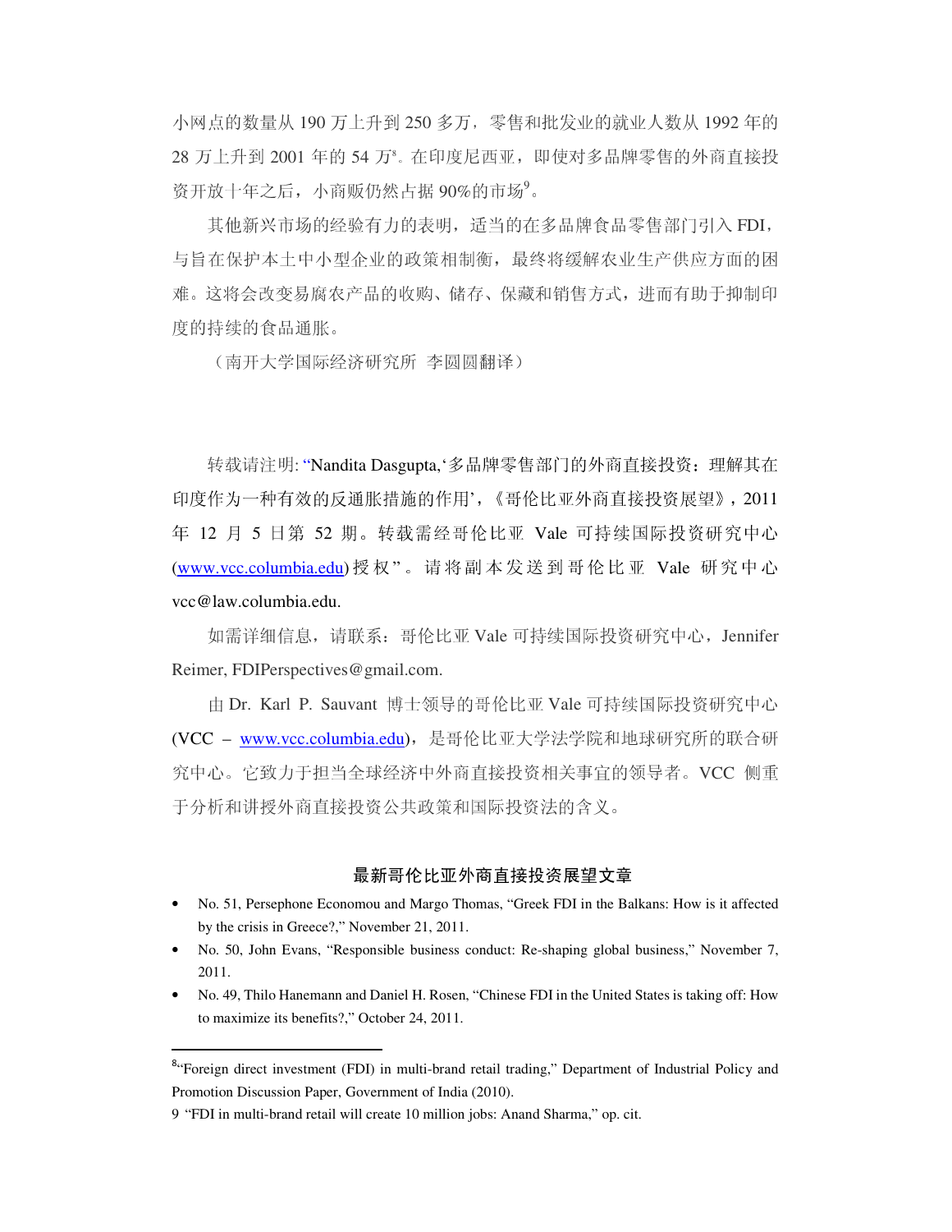小网点的数量从 190 万上升到 250 多万，零售和批发业的就业人数从 1992 年的 28 万上升到 2001 年的 54 万[8]。在印度尼西亚，即使对多品牌零售的外商直接投资开放十年之后，小商贩仍然占据 90%的市场[9]。

其他新兴市场的经验有力的表明，适当的在多品牌食品零售部门引入 FDI，与旨在保护本土中小型企业的政策相制衡，最终将缓解农业生产供应方面的困难。这将会改变易腐农产品的收购、储存、保藏和销售方式，进而有助于抑制印度的持续的食品通胀。

（南开大学国际经济研究所 李圆圆翻译）

转载请注明: "Nandita Dasgupta,'多品牌零售部门的外商直接投资：理解其在印度作为一种有效的反通胀措施的作用'，《哥伦比亚外商直接投资展望》，2011 年 12 月 5 日第 52 期。转载需经哥伦比亚 Vale 可持续国际投资研究中心(www.vcc.columbia.edu)授权"。请将副本发送到哥伦比亚 Vale 研究中心 vcc@law.columbia.edu.

如需详细信息，请联系：哥伦比亚 Vale 可持续国际投资研究中心，Jennifer Reimer, FDIPerspectives@gmail.com.

由 Dr. Karl P. Sauvant 博士领导的哥伦比亚 Vale 可持续国际投资研究中心(VCC – www.vcc.columbia.edu)，是哥伦比亚大学法学院和地球研究所的联合研究中心。它致力于担当全球经济中外商直接投资相关事宜的领导者。VCC 侧重于分析和讲授外商直接投资公共政策和国际投资法的含义。

## 最新哥伦比亚外商直接投资展望文章

- No. 51, Persephone Economou and Margo Thomas, "Greek FDI in the Balkans: How is it affected by the crisis in Greece?," November 21, 2011.
- No. 50, John Evans, "Responsible business conduct: Re-shaping global business," November 7, 2011.
- No. 49, Thilo Hanemann and Daniel H. Rosen, "Chinese FDI in the United States is taking off: How to maximize its benefits?," October 24, 2011.

---

[8] "Foreign direct investment (FDI) in multi-brand retail trading," Department of Industrial Policy and Promotion Discussion Paper, Government of India (2010).

[9] "FDI in multi-brand retail will create 10 million jobs: Anand Sharma," op. cit.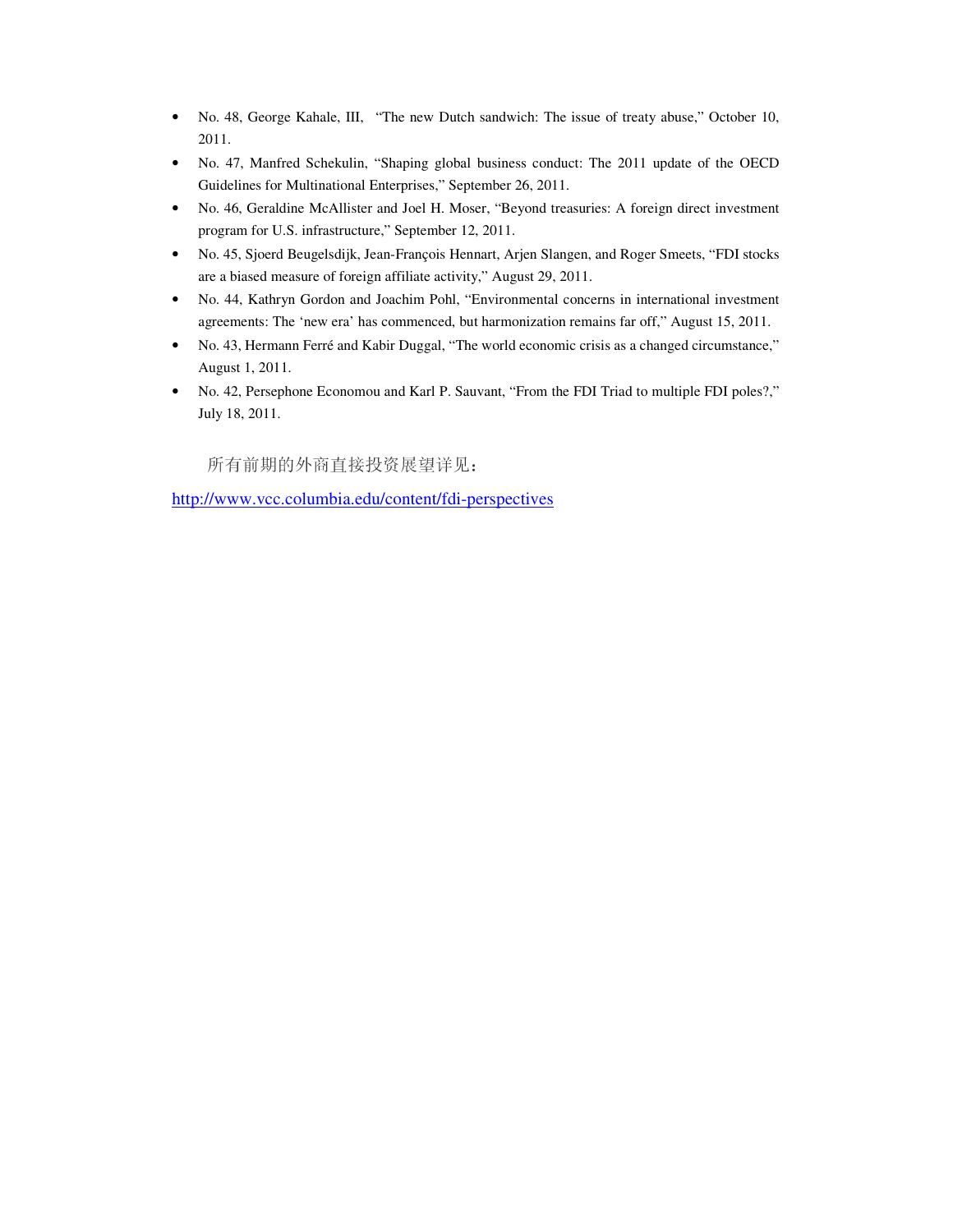- No. 48, George Kahale, III, "The new Dutch sandwich: The issue of treaty abuse," October 10, 2011.
- No. 47, Manfred Schekulin, "Shaping global business conduct: The 2011 update of the OECD Guidelines for Multinational Enterprises," September 26, 2011.
- No. 46, Geraldine McAllister and Joel H. Moser, "Beyond treasuries: A foreign direct investment program for U.S. infrastructure," September 12, 2011.
- No. 45, Sjoerd Beugelsdijk, Jean-François Hennart, Arjen Slangen, and Roger Smeets, "FDI stocks are a biased measure of foreign affiliate activity," August 29, 2011.
- No. 44, Kathryn Gordon and Joachim Pohl, "Environmental concerns in international investment agreements: The 'new era' has commenced, but harmonization remains far off," August 15, 2011.
- No. 43, Hermann Ferré and Kabir Duggal, "The world economic crisis as a changed circumstance," August 1, 2011.
- No. 42, Persephone Economou and Karl P. Sauvant, "From the FDI Triad to multiple FDI poles?," July 18, 2011.

所有前期的外商直接投资展望详见：

http://www.vcc.columbia.edu/content/fdi-perspectives